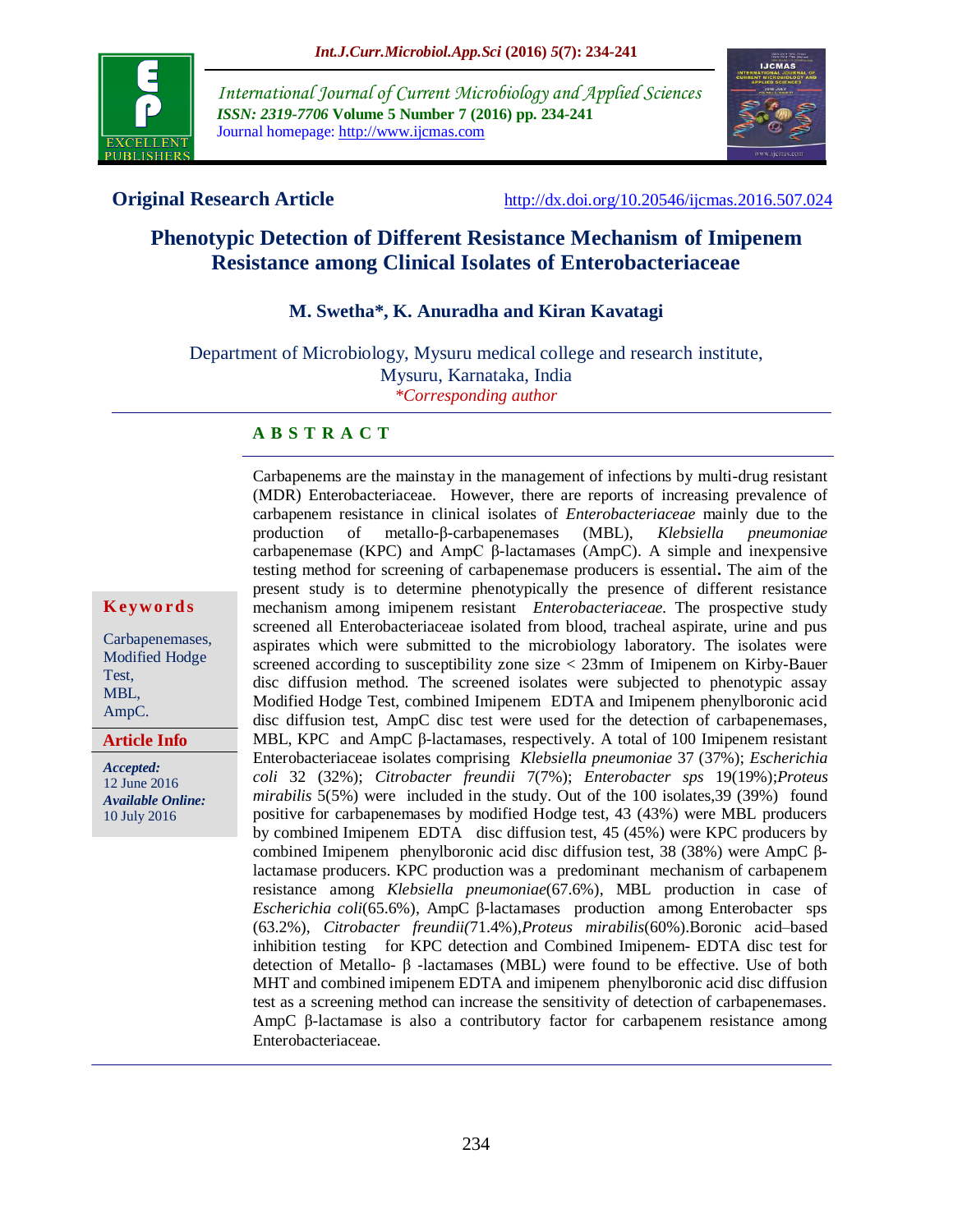International Journal of Current Microbiology and Applied Sciences
*ISSN: 2319-7706* **Volume 5 Number 7 (2016) pp. 234-241**
Journal homepage: http://www.ijcmas.com

**Original Research Article** http://dx.doi.org/10.20546/ijcmas.2016.507.024

# Phenotypic Detection of Different Resistance Mechanism of Imipenem Resistance among Clinical Isolates of Enterobacteriaceae

**M. Swetha\*, K. Anuradha and Kiran Kavatagi**

Department of Microbiology, Mysuru medical college and research institute, Mysuru, Karnataka, India
*\*Corresponding author*

## A B S T R A C T

**Keywords**

Carbapenemases, Modified Hodge Test, MBL, AmpC.

**Article Info**

***Accepted:*** 12 June 2016
***Available Online:*** 10 July 2016

Carbapenems are the mainstay in the management of infections by multi-drug resistant (MDR) Enterobacteriaceae. However, there are reports of increasing prevalence of carbapenem resistance in clinical isolates of *Enterobacteriaceae* mainly due to the production of metallo-β-carbapenemases (MBL), *Klebsiella pneumoniae* carbapenemase (KPC) and AmpC β-lactamases (AmpC). A simple and inexpensive testing method for screening of carbapenemase producers is essential**.** The aim of the present study is to determine phenotypically the presence of different resistance mechanism among imipenem resistant *Enterobacteriaceae.* The prospective study screened all Enterobacteriaceae isolated from blood, tracheal aspirate, urine and pus aspirates which were submitted to the microbiology laboratory. The isolates were screened according to susceptibility zone size < 23mm of Imipenem on Kirby-Bauer disc diffusion method. The screened isolates were subjected to phenotypic assay Modified Hodge Test, combined Imipenem EDTA and Imipenem phenylboronic acid disc diffusion test, AmpC disc test were used for the detection of carbapenemases, MBL, KPC and AmpC β-lactamases, respectively. A total of 100 Imipenem resistant Enterobacteriaceae isolates comprising *Klebsiella pneumoniae* 37 (37%); *Escherichia coli* 32 (32%); *Citrobacter freundii* 7(7%); *Enterobacter sps* 19(19%);*Proteus mirabilis* 5(5%) were included in the study. Out of the 100 isolates,39 (39%) found positive for carbapenemases by modified Hodge test, 43 (43%) were MBL producers by combined Imipenem EDTA disc diffusion test, 45 (45%) were KPC producers by combined Imipenem phenylboronic acid disc diffusion test, 38 (38%) were AmpC β-lactamase producers. KPC production was a predominant mechanism of carbapenem resistance among *Klebsiella pneumoniae*(67.6%), MBL production in case of *Escherichia coli*(65.6%), AmpC β-lactamases production among Enterobacter sps (63.2%), *Citrobacter freundii(*71.4%),*Proteus mirabilis*(60%).Boronic acid–based inhibition testing for KPC detection and Combined Imipenem- EDTA disc test for detection of Metallo- β -lactamases (MBL) were found to be effective. Use of both MHT and combined imipenem EDTA and imipenem phenylboronic acid disc diffusion test as a screening method can increase the sensitivity of detection of carbapenemases. AmpC β-lactamase is also a contributory factor for carbapenem resistance among Enterobacteriaceae.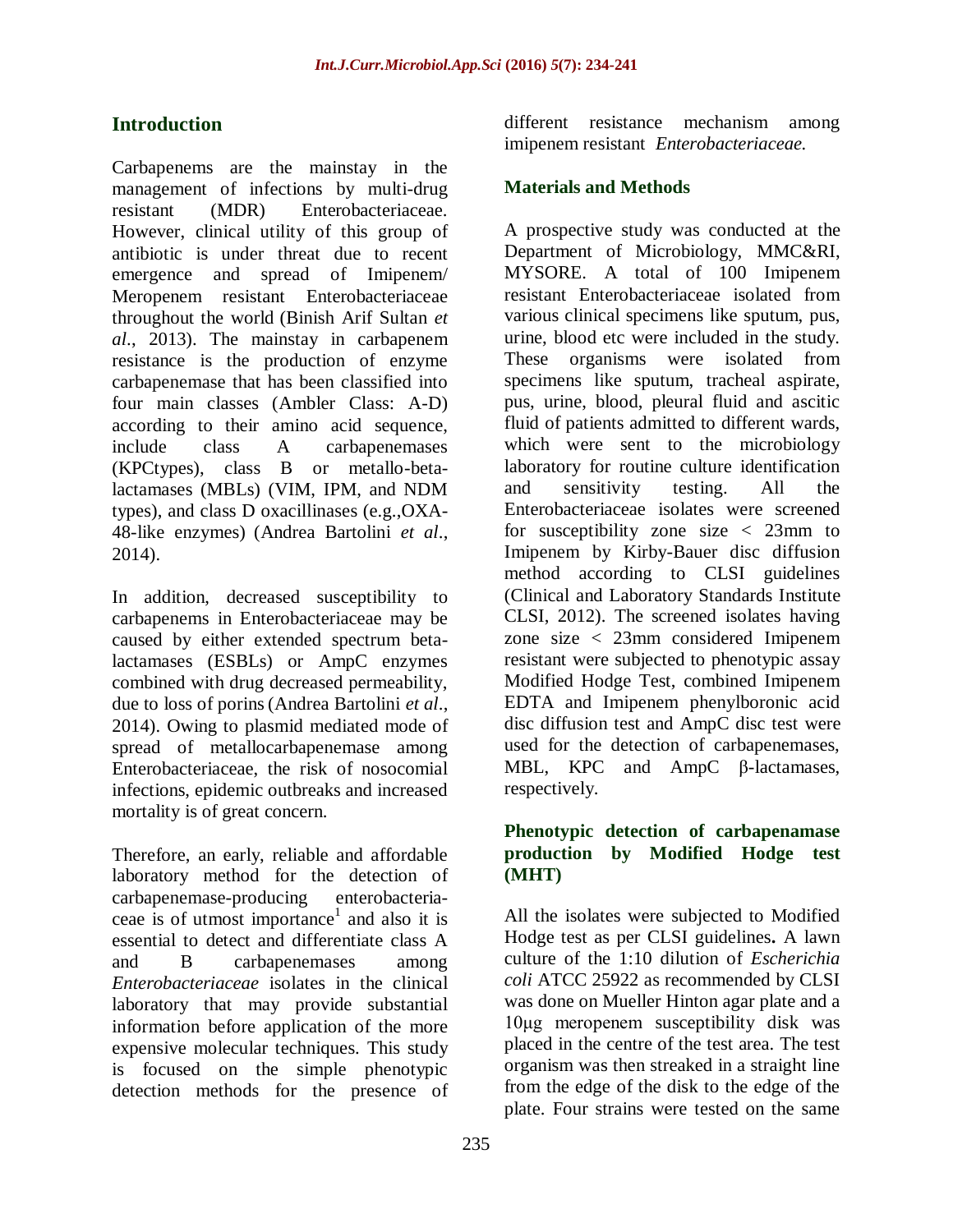## Introduction

Carbapenems are the mainstay in the management of infections by multi-drug resistant (MDR) Enterobacteriaceae. However, clinical utility of this group of antibiotic is under threat due to recent emergence and spread of Imipenem/ Meropenem resistant Enterobacteriaceae throughout the world (Binish Arif Sultan *et al*., 2013). The mainstay in carbapenem resistance is the production of enzyme carbapenemase that has been classified into four main classes (Ambler Class: A-D) according to their amino acid sequence, include class A carbapenemases (KPCtypes), class B or metallo-beta-lactamases (MBLs) (VIM, IPM, and NDM types), and class D oxacillinases (e.g.,OXA-48-like enzymes) (Andrea Bartolini *et al*., 2014).

In addition, decreased susceptibility to carbapenems in Enterobacteriaceae may be caused by either extended spectrum beta-lactamases (ESBLs) or AmpC enzymes combined with drug decreased permeability, due to loss of porins (Andrea Bartolini *et al*., 2014). Owing to plasmid mediated mode of spread of metallocarbapenemase among Enterobacteriaceae, the risk of nosocomial infections, epidemic outbreaks and increased mortality is of great concern.

Therefore, an early, reliable and affordable laboratory method for the detection of carbapenemase-producing enterobacteriaceae is of utmost importance[1] and also it is essential to detect and differentiate class A and B carbapenemases among *Enterobacteriaceae* isolates in the clinical laboratory that may provide substantial information before application of the more expensive molecular techniques. This study is focused on the simple phenotypic detection methods for the presence of different resistance mechanism among imipenem resistant *Enterobacteriaceae.*

## Materials and Methods

A prospective study was conducted at the Department of Microbiology, MMC&RI, MYSORE. A total of 100 Imipenem resistant Enterobacteriaceae isolated from various clinical specimens like sputum, pus, urine, blood etc were included in the study. These organisms were isolated from specimens like sputum, tracheal aspirate, pus, urine, blood, pleural fluid and ascitic fluid of patients admitted to different wards, which were sent to the microbiology laboratory for routine culture identification and sensitivity testing. All the Enterobacteriaceae isolates were screened for susceptibility zone size < 23mm to Imipenem by Kirby-Bauer disc diffusion method according to CLSI guidelines (Clinical and Laboratory Standards Institute CLSI, 2012). The screened isolates having zone size < 23mm considered Imipenem resistant were subjected to phenotypic assay Modified Hodge Test, combined Imipenem EDTA and Imipenem phenylboronic acid disc diffusion test and AmpC disc test were used for the detection of carbapenemases, MBL, KPC and AmpC β-lactamases, respectively.

### Phenotypic detection of carbapenamase production by Modified Hodge test (MHT)

All the isolates were subjected to Modified Hodge test as per CLSI guidelines**.** A lawn culture of the 1:10 dilution of *Escherichia coli* ATCC 25922 as recommended by CLSI was done on Mueller Hinton agar plate and a 10μg meropenem susceptibility disk was placed in the centre of the test area. The test organism was then streaked in a straight line from the edge of the disk to the edge of the plate. Four strains were tested on the same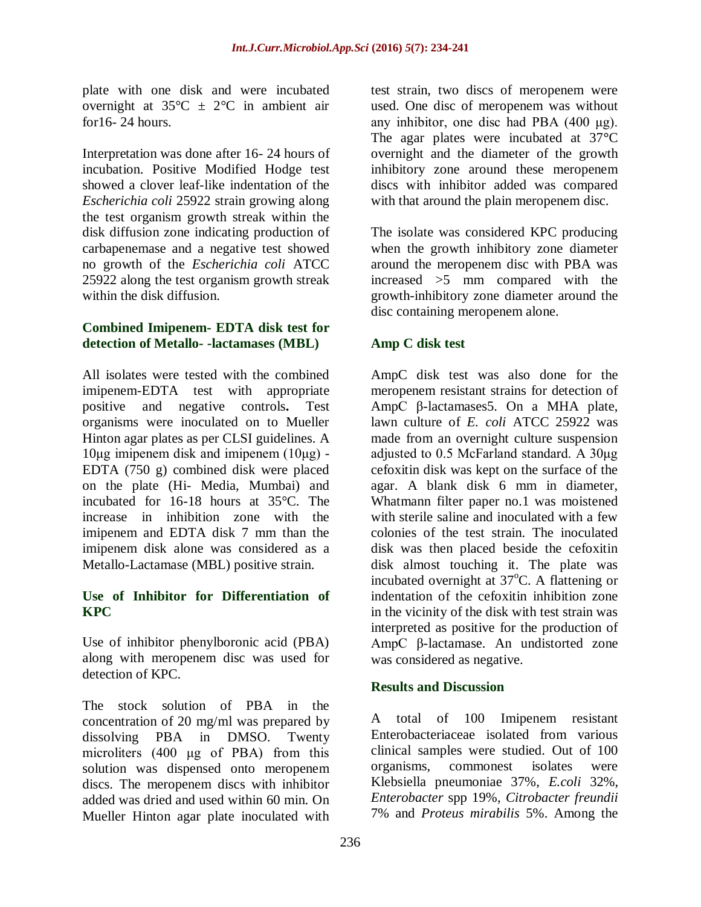plate with one disk and were incubated overnight at 35°C ± 2°C in ambient air for16- 24 hours.

Interpretation was done after 16- 24 hours of incubation. Positive Modified Hodge test showed a clover leaf-like indentation of the *Escherichia coli* 25922 strain growing along the test organism growth streak within the disk diffusion zone indicating production of carbapenemase and a negative test showed no growth of the *Escherichia coli* ATCC 25922 along the test organism growth streak within the disk diffusion.

### Combined Imipenem- EDTA disk test for detection of Metallo- -lactamases (MBL)

All isolates were tested with the combined imipenem-EDTA test with appropriate positive and negative controls**.** Test organisms were inoculated on to Mueller Hinton agar plates as per CLSI guidelines. A 10μg imipenem disk and imipenem (10μg) - EDTA (750 g) combined disk were placed on the plate (Hi- Media, Mumbai) and incubated for 16-18 hours at 35°C. The increase in inhibition zone with the imipenem and EDTA disk 7 mm than the imipenem disk alone was considered as a Metallo-Lactamase (MBL) positive strain.

### Use of Inhibitor for Differentiation of KPC

Use of inhibitor phenylboronic acid (PBA) along with meropenem disc was used for detection of KPC.

The stock solution of PBA in the concentration of 20 mg/ml was prepared by dissolving PBA in DMSO. Twenty microliters (400 µg of PBA) from this solution was dispensed onto meropenem discs. The meropenem discs with inhibitor added was dried and used within 60 min. On Mueller Hinton agar plate inoculated with test strain, two discs of meropenem were used. One disc of meropenem was without any inhibitor, one disc had PBA (400 μg). The agar plates were incubated at 37°C overnight and the diameter of the growth inhibitory zone around these meropenem discs with inhibitor added was compared with that around the plain meropenem disc.

The isolate was considered KPC producing when the growth inhibitory zone diameter around the meropenem disc with PBA was increased >5 mm compared with the growth-inhibitory zone diameter around the disc containing meropenem alone.

### Amp C disk test

AmpC disk test was also done for the meropenem resistant strains for detection of AmpC β-lactamases5. On a MHA plate, lawn culture of *E. coli* ATCC 25922 was made from an overnight culture suspension adjusted to 0.5 McFarland standard. A 30μg cefoxitin disk was kept on the surface of the agar. A blank disk 6 mm in diameter, Whatmann filter paper no.1 was moistened with sterile saline and inoculated with a few colonies of the test strain. The inoculated disk was then placed beside the cefoxitin disk almost touching it. The plate was incubated overnight at 37$^{o}$C. A flattening or indentation of the cefoxitin inhibition zone in the vicinity of the disk with test strain was interpreted as positive for the production of AmpC β-lactamase. An undistorted zone was considered as negative.

## Results and Discussion

A total of 100 Imipenem resistant Enterobacteriaceae isolated from various clinical samples were studied. Out of 100 organisms, commonest isolates were Klebsiella pneumoniae 37%, *E.coli* 32%, *Enterobacter* spp 19%, *Citrobacter freundii* 7% and *Proteus mirabilis* 5%. Among the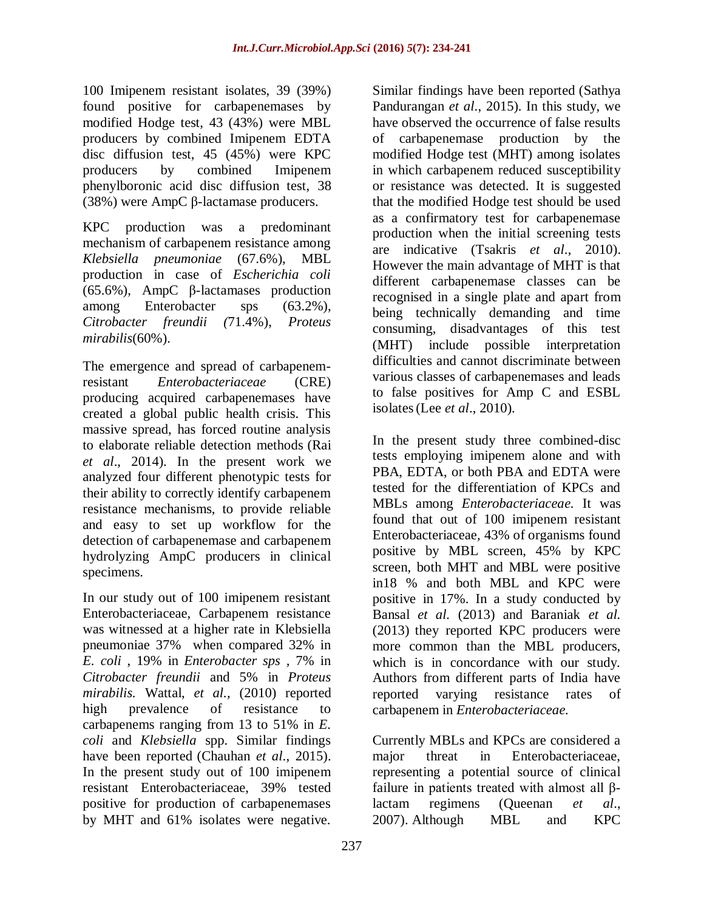100 Imipenem resistant isolates, 39 (39%) found positive for carbapenemases by modified Hodge test, 43 (43%) were MBL producers by combined Imipenem EDTA disc diffusion test, 45 (45%) were KPC producers by combined Imipenem phenylboronic acid disc diffusion test, 38 (38%) were AmpC β-lactamase producers.

KPC production was a predominant mechanism of carbapenem resistance among *Klebsiella pneumoniae* (67.6%), MBL production in case of *Escherichia coli* (65.6%), AmpC β-lactamases production among Enterobacter sps (63.2%), *Citrobacter freundii (*71.4%), *Proteus mirabilis*(60%).

The emergence and spread of carbapenem-resistant *Enterobacteriaceae* (CRE) producing acquired carbapenemases have created a global public health crisis. This massive spread, has forced routine analysis to elaborate reliable detection methods (Rai *et al*., 2014). In the present work we analyzed four different phenotypic tests for their ability to correctly identify carbapenem resistance mechanisms, to provide reliable and easy to set up workflow for the detection of carbapenemase and carbapenem hydrolyzing AmpC producers in clinical specimens.

In our study out of 100 imipenem resistant Enterobacteriaceae, Carbapenem resistance was witnessed at a higher rate in Klebsiella pneumoniae 37% when compared 32% in *E. coli* , 19% in *Enterobacter sps* , 7% in *Citrobacter freundii* and 5% in *Proteus mirabilis.* Wattal, *et al.,* (2010) reported high prevalence of resistance to carbapenems ranging from 13 to 51% in *E. coli* and *Klebsiella* spp. Similar findings have been reported (Chauhan *et al*., 2015). In the present study out of 100 imipenem resistant Enterobacteriaceae, 39% tested positive for production of carbapenemases by MHT and 61% isolates were negative. Similar findings have been reported (Sathya Pandurangan *et al*., 2015). In this study, we have observed the occurrence of false results of carbapenemase production by the modified Hodge test (MHT) among isolates in which carbapenem reduced susceptibility or resistance was detected. It is suggested that the modified Hodge test should be used as a confirmatory test for carbapenemase production when the initial screening tests are indicative (Tsakris *et al*., 2010). However the main advantage of MHT is that different carbapenemase classes can be recognised in a single plate and apart from being technically demanding and time consuming, disadvantages of this test (MHT) include possible interpretation difficulties and cannot discriminate between various classes of carbapenemases and leads to false positives for Amp C and ESBL isolates (Lee *et al*., 2010).

In the present study three combined-disc tests employing imipenem alone and with PBA, EDTA, or both PBA and EDTA were tested for the differentiation of KPCs and MBLs among *Enterobacteriaceae.* It was found that out of 100 imipenem resistant Enterobacteriaceae, 43% of organisms found positive by MBL screen, 45% by KPC screen, both MHT and MBL were positive in18 % and both MBL and KPC were positive in 17%. In a study conducted by Bansal *et al.* (2013) and Baraniak *et al.* (2013) they reported KPC producers were more common than the MBL producers, which is in concordance with our study. Authors from different parts of India have reported varying resistance rates of carbapenem in *Enterobacteriaceae.*

Currently MBLs and KPCs are considered a major threat in Enterobacteriaceae, representing a potential source of clinical failure in patients treated with almost all β-lactam regimens (Queenan *et al*., 2007). Although MBL and KPC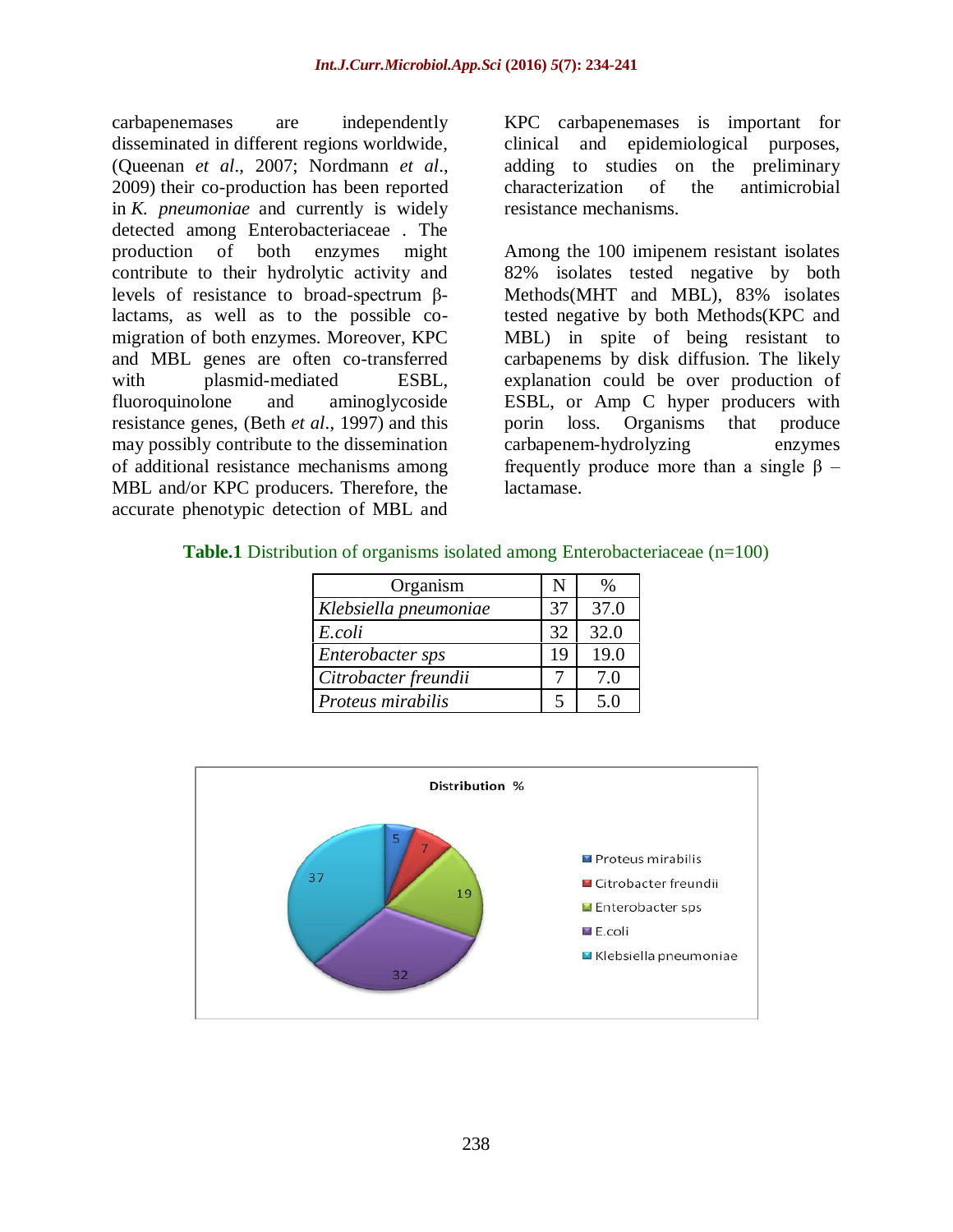carbapenemases are independently disseminated in different regions worldwide, (Queenan *et al*., 2007; Nordmann *et al*., 2009) their co-production has been reported in *K. pneumoniae* and currently is widely detected among Enterobacteriaceae . The production of both enzymes might contribute to their hydrolytic activity and levels of resistance to broad-spectrum β-lactams, as well as to the possible co-migration of both enzymes. Moreover, KPC and MBL genes are often co-transferred with plasmid-mediated ESBL, fluoroquinolone and aminoglycoside resistance genes, (Beth *et al*., 1997) and this may possibly contribute to the dissemination of additional resistance mechanisms among MBL and/or KPC producers. Therefore, the accurate phenotypic detection of MBL and KPC carbapenemases is important for clinical and epidemiological purposes, adding to studies on the preliminary characterization of the antimicrobial resistance mechanisms.

Among the 100 imipenem resistant isolates 82% isolates tested negative by both Methods(MHT and MBL), 83% isolates tested negative by both Methods(KPC and MBL) in spite of being resistant to carbapenems by disk diffusion. The likely explanation could be over production of ESBL, or Amp C hyper producers with porin loss. Organisms that produce carbapenem-hydrolyzing enzymes frequently produce more than a single β – lactamase.

**Table.1** Distribution of organisms isolated among Enterobacteriaceae (n=100)

| Organism | N | % |
|---|---|---|
| *Klebsiella pneumoniae* | 37 | 37.0 |
| *E.coli* | 32 | 32.0 |
| *Enterobacter sps* | 19 | 19.0 |
| *Citrobacter freundii* | 7 | 7.0 |
| *Proteus mirabilis* | 5 | 5.0 |

Distribution %

- Proteus mirabilis: 5
- Citrobacter freundii: 7
- Enterobacter sps: 19
- E.coli: 32
- Klebsiella pneumoniae: 37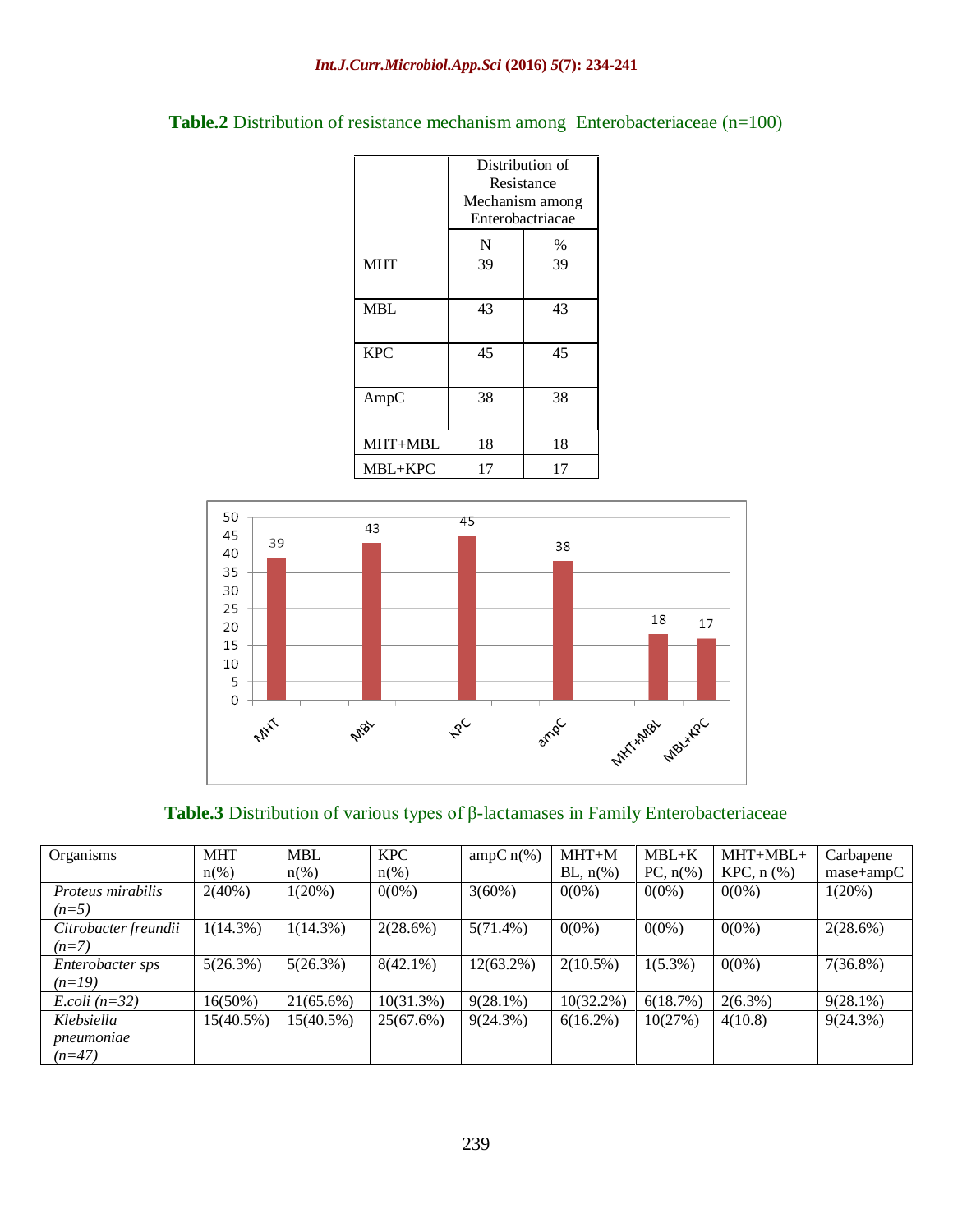**Table.2** Distribution of resistance mechanism among Enterobacteriaceae (n=100)

| | Distribution of Resistance Mechanism among Enterobactriacae | |
|---|---|---|
| | N | % |
| MHT | 39 | 39 |
| MBL | 43 | 43 |
| KPC | 45 | 45 |
| AmpC | 38 | 38 |
| MHT+MBL | 18 | 18 |
| MBL+KPC | 17 | 17 |

**Table.3** Distribution of various types of β-lactamases in Family Enterobacteriaceae

| Organisms | MHT n(%) | MBL n(%) | KPC n(%) | ampC n(%) | MHT+MBL, n(%) | MBL+KPC, n(%) | MHT+MBL+KPC, n (%) | Carbapenemase+ampC |
|---|---|---|---|---|---|---|---|---|
| *Proteus mirabilis (n=5)* | 2(40%) | 1(20%) | 0(0%) | 3(60%) | 0(0%) | 0(0%) | 0(0%) | 1(20%) |
| *Citrobacter freundii (n=7)* | 1(14.3%) | 1(14.3%) | 2(28.6%) | 5(71.4%) | 0(0%) | 0(0%) | 0(0%) | 2(28.6%) |
| *Enterobacter sps (n=19)* | 5(26.3%) | 5(26.3%) | 8(42.1%) | 12(63.2%) | 2(10.5%) | 1(5.3%) | 0(0%) | 7(36.8%) |
| *E.coli (n=32)* | 16(50%) | 21(65.6%) | 10(31.3%) | 9(28.1%) | 10(32.2%) | 6(18.7%) | 2(6.3%) | 9(28.1%) |
| *Klebsiella pneumoniae (n=47)* | 15(40.5%) | 15(40.5%) | 25(67.6%) | 9(24.3%) | 6(16.2%) | 10(27%) | 4(10.8) | 9(24.3%) |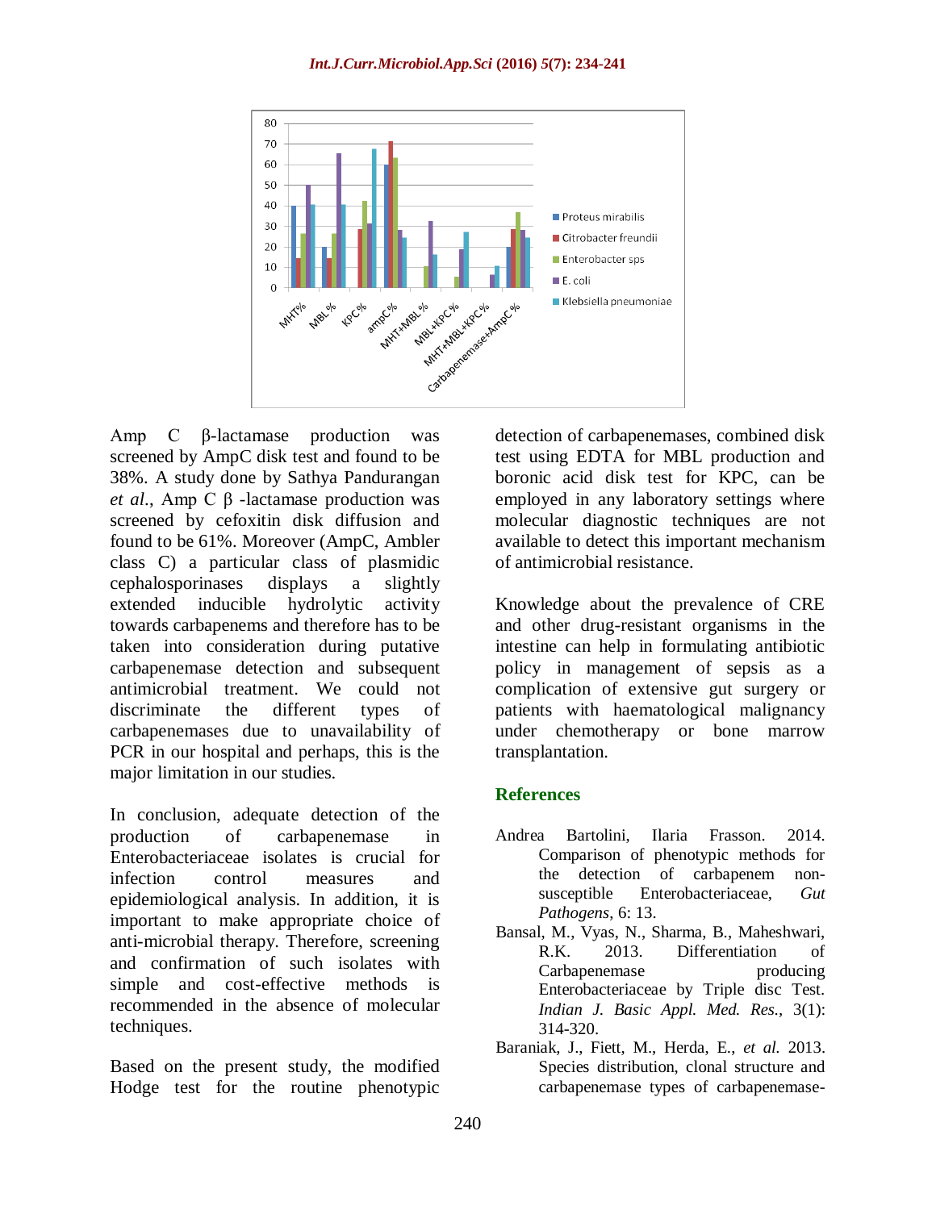Amp C β-lactamase production was screened by AmpC disk test and found to be 38%. A study done by Sathya Pandurangan *et al*., Amp C β -lactamase production was screened by cefoxitin disk diffusion and found to be 61%. Moreover (AmpC, Ambler class C) a particular class of plasmidic cephalosporinases displays a slightly extended inducible hydrolytic activity towards carbapenems and therefore has to be taken into consideration during putative carbapenemase detection and subsequent antimicrobial treatment. We could not discriminate the different types of carbapenemases due to unavailability of PCR in our hospital and perhaps, this is the major limitation in our studies.

In conclusion, adequate detection of the production of carbapenemase in Enterobacteriaceae isolates is crucial for infection control measures and epidemiological analysis. In addition, it is important to make appropriate choice of anti-microbial therapy. Therefore, screening and confirmation of such isolates with simple and cost-effective methods is recommended in the absence of molecular techniques.

Based on the present study, the modified Hodge test for the routine phenotypic detection of carbapenemases, combined disk test using EDTA for MBL production and boronic acid disk test for KPC, can be employed in any laboratory settings where molecular diagnostic techniques are not available to detect this important mechanism of antimicrobial resistance.

Knowledge about the prevalence of CRE and other drug-resistant organisms in the intestine can help in formulating antibiotic policy in management of sepsis as a complication of extensive gut surgery or patients with haematological malignancy under chemotherapy or bone marrow transplantation.

## References

Andrea Bartolini, Ilaria Frasson. 2014. Comparison of phenotypic methods for the detection of carbapenem non-susceptible Enterobacteriaceae, *Gut Pathogens*, 6: 13.

Bansal, M., Vyas, N., Sharma, B., Maheshwari, R.K. 2013. Differentiation of Carbapenemase producing Enterobacteriaceae by Triple disc Test. *Indian J. Basic Appl. Med. Res.*, 3(1): 314-320.

Baraniak, J., Fiett, M., Herda, E., *et al.* 2013. Species distribution, clonal structure and carbapenemase types of carbapenemase-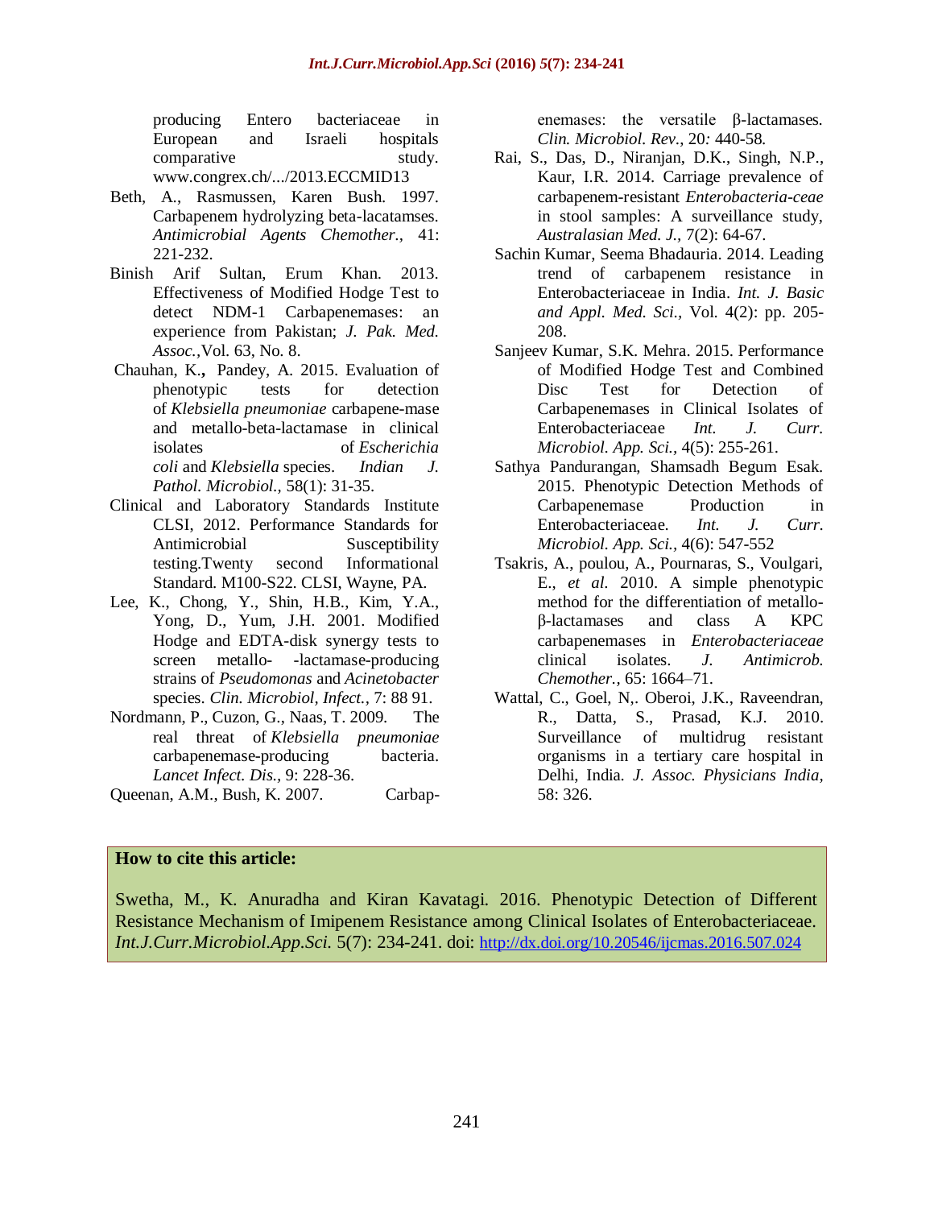producing Entero bacteriaceae in European and Israeli hospitals comparative study. www.congrex.ch/.../2013.ECCMID13

Beth, A., Rasmussen, Karen Bush. 1997. Carbapenem hydrolyzing beta-lacatamses. *Antimicrobial Agents Chemother.,* 41: 221-232.

Binish Arif Sultan, Erum Khan. 2013. Effectiveness of Modified Hodge Test to detect NDM-1 Carbapenemases: an experience from Pakistan; *J. Pak. Med. Assoc.,*Vol. 63, No. 8.

Chauhan, K.**,** Pandey, A. 2015. Evaluation of phenotypic tests for detection of *Klebsiella pneumoniae* carbapene-mase and metallo-beta-lactamase in clinical isolates of *Escherichia coli* and *Klebsiella* species. *Indian J. Pathol. Microbiol.,* 58(1): 31-35.

Clinical and Laboratory Standards Institute CLSI, 2012. Performance Standards for Antimicrobial Susceptibility testing.Twenty second Informational Standard. M100-S22. CLSI, Wayne, PA.

Lee, K., Chong, Y., Shin, H.B., Kim, Y.A., Yong, D., Yum, J.H. 2001. Modified Hodge and EDTA-disk synergy tests to screen metallo- -lactamase-producing strains of *Pseudomonas* and *Acinetobacter* species. *Clin. Microbiol, Infect.,* 7: 88 91.

Nordmann, P., Cuzon, G., Naas, T. 2009. The real threat of *Klebsiella pneumoniae* carbapenemase-producing bacteria. *Lancet Infect. Dis.,* 9: 228-36.

Queenan, A.M., Bush, K. 2007. Carbap-enemases: the versatile β-lactamases. *Clin. Microbiol. Rev.,* 20*:* 440-58.

Rai, S., Das, D., Niranjan, D.K., Singh, N.P., Kaur, I.R. 2014. Carriage prevalence of carbapenem-resistant *Enterobacteria-ceae* in stool samples: A surveillance study, *Australasian Med. J.,* 7(2): 64-67.

Sachin Kumar, Seema Bhadauria. 2014. Leading trend of carbapenem resistance in Enterobacteriaceae in India. *Int. J. Basic and Appl. Med. Sci.,* Vol. 4(2): pp. 205-208.

Sanjeev Kumar, S.K. Mehra. 2015. Performance of Modified Hodge Test and Combined Disc Test for Detection of Carbapenemases in Clinical Isolates of Enterobacteriaceae *Int. J. Curr. Microbiol. App. Sci.,* 4(5): 255-261.

Sathya Pandurangan, Shamsadh Begum Esak. 2015. Phenotypic Detection Methods of Carbapenemase Production in Enterobacteriaceae. *Int. J. Curr. Microbiol. App. Sci.,* 4(6): 547-552

Tsakris, A., poulou, A., Pournaras, S., Voulgari, E., *et al.* 2010. A simple phenotypic method for the differentiation of metallo-β-lactamases and class A KPC carbapenemases in *Enterobacteriaceae* clinical isolates. *J. Antimicrob. Chemother.,* 65: 1664–71.

Wattal, C., Goel, N,. Oberoi, J.K., Raveendran, R., Datta, S., Prasad, K.J. 2010. Surveillance of multidrug resistant organisms in a tertiary care hospital in Delhi, India. *J. Assoc. Physicians India,* 58: 326.

**How to cite this article:**

Swetha, M., K. Anuradha and Kiran Kavatagi. 2016. Phenotypic Detection of Different Resistance Mechanism of Imipenem Resistance among Clinical Isolates of Enterobacteriaceae. *Int.J.Curr.Microbiol.App.Sci.* 5(7): 234-241. doi: http://dx.doi.org/10.20546/ijcmas.2016.507.024